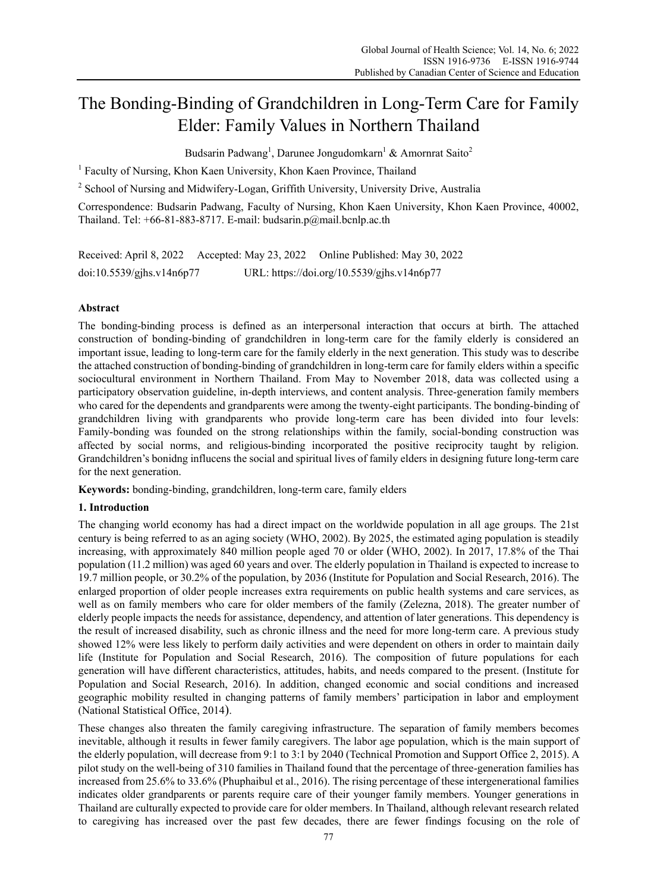# The Bonding-Binding of Grandchildren in Long-Term Care for Family Elder: Family Values in Northern Thailand

Budsarin Padwang[1], Darunee Jongudomkarn[1] & Amornrat Saito[2]

[1] Faculty of Nursing, Khon Kaen University, Khon Kaen Province, Thailand

[2] School of Nursing and Midwifery-Logan, Griffith University, University Drive, Australia

Correspondence: Budsarin Padwang, Faculty of Nursing, Khon Kaen University, Khon Kaen Province, 40002, Thailand. Tel: +66-81-883-8717. E-mail: budsarin.p@mail.bcnlp.ac.th

Received: April 8, 2022 Accepted: May 23, 2022 Online Published: May 30, 2022

doi:10.5539/gjhs.v14n6p77 URL: https://doi.org/10.5539/gjhs.v14n6p77

## Abstract

The bonding-binding process is defined as an interpersonal interaction that occurs at birth. The attached construction of bonding-binding of grandchildren in long-term care for the family elderly is considered an important issue, leading to long-term care for the family elderly in the next generation. This study was to describe the attached construction of bonding-binding of grandchildren in long-term care for family elders within a specific sociocultural environment in Northern Thailand. From May to November 2018, data was collected using a participatory observation guideline, in-depth interviews, and content analysis. Three-generation family members who cared for the dependents and grandparents were among the twenty-eight participants. The bonding-binding of grandchildren living with grandparents who provide long-term care has been divided into four levels: Family-bonding was founded on the strong relationships within the family, social-bonding construction was affected by social norms, and religious-binding incorporated the positive reciprocity taught by religion. Grandchildren's bonidng influcens the social and spiritual lives of family elders in designing future long-term care for the next generation.

**Keywords:** bonding-binding, grandchildren, long-term care, family elders

## 1. Introduction

The changing world economy has had a direct impact on the worldwide population in all age groups. The 21st century is being referred to as an aging society (WHO, 2002). By 2025, the estimated aging population is steadily increasing, with approximately 840 million people aged 70 or older (WHO, 2002). In 2017, 17.8% of the Thai population (11.2 million) was aged 60 years and over. The elderly population in Thailand is expected to increase to 19.7 million people, or 30.2% of the population, by 2036 (Institute for Population and Social Research, 2016). The enlarged proportion of older people increases extra requirements on public health systems and care services, as well as on family members who care for older members of the family (Zelezna, 2018). The greater number of elderly people impacts the needs for assistance, dependency, and attention of later generations. This dependency is the result of increased disability, such as chronic illness and the need for more long-term care. A previous study showed 12% were less likely to perform daily activities and were dependent on others in order to maintain daily life (Institute for Population and Social Research, 2016). The composition of future populations for each generation will have different characteristics, attitudes, habits, and needs compared to the present. (Institute for Population and Social Research, 2016). In addition, changed economic and social conditions and increased geographic mobility resulted in changing patterns of family members' participation in labor and employment (National Statistical Office, 2014).

These changes also threaten the family caregiving infrastructure. The separation of family members becomes inevitable, although it results in fewer family caregivers. The labor age population, which is the main support of the elderly population, will decrease from 9:1 to 3:1 by 2040 (Technical Promotion and Support Office 2, 2015). A pilot study on the well-being of 310 families in Thailand found that the percentage of three-generation families has increased from 25.6% to 33.6% (Phuphaibul et al., 2016). The rising percentage of these intergenerational families indicates older grandparents or parents require care of their younger family members. Younger generations in Thailand are culturally expected to provide care for older members. In Thailand, although relevant research related to caregiving has increased over the past few decades, there are fewer findings focusing on the role of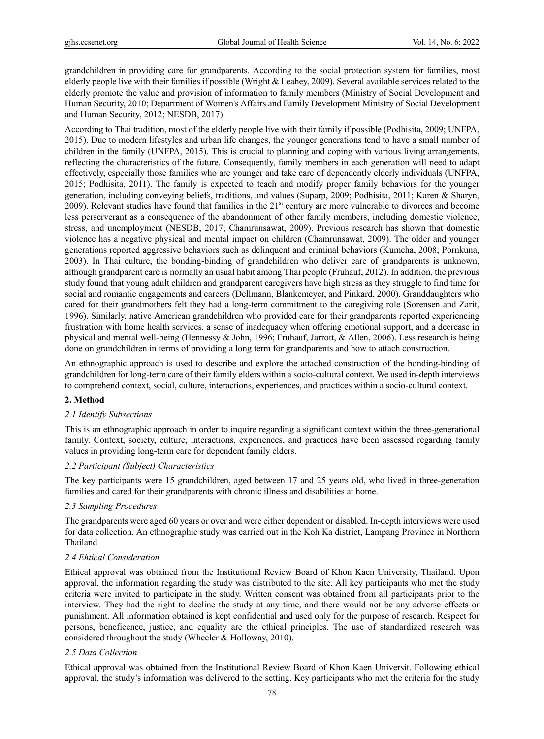grandchildren in providing care for grandparents. According to the social protection system for families, most elderly people live with their families if possible (Wright & Leahey, 2009). Several available services related to the elderly promote the value and provision of information to family members (Ministry of Social Development and Human Security, 2010; Department of Women's Affairs and Family Development Ministry of Social Development and Human Security, 2012; NESDB, 2017).

According to Thai tradition, most of the elderly people live with their family if possible (Podhisita, 2009; UNFPA, 2015). Due to modern lifestyles and urban life changes, the younger generations tend to have a small number of children in the family (UNFPA, 2015). This is crucial to planning and coping with various living arrangements, reflecting the characteristics of the future. Consequently, family members in each generation will need to adapt effectively, especially those families who are younger and take care of dependently elderly individuals (UNFPA, 2015; Podhisita, 2011). The family is expected to teach and modify proper family behaviors for the younger generation, including conveying beliefs, traditions, and values (Suparp, 2009; Podhisita, 2011; Karen & Sharyn, 2009). Relevant studies have found that families in the 21st century are more vulnerable to divorces and become less perserverant as a consequence of the abandonment of other family members, including domestic violence, stress, and unemployment (NESDB, 2017; Chamrunsawat, 2009). Previous research has shown that domestic violence has a negative physical and mental impact on children (Chamrunsawat, 2009). The older and younger generations reported aggressive behaviors such as delinquent and criminal behaviors (Kumcha, 2008; Pornkuna, 2003). In Thai culture, the bonding-binding of grandchildren who deliver care of grandparents is unknown, although grandparent care is normally an usual habit among Thai people (Fruhauf, 2012). In addition, the previous study found that young adult children and grandparent caregivers have high stress as they struggle to find time for social and romantic engagements and careers (Dellmann, Blankemeyer, and Pinkard, 2000). Granddaughters who cared for their grandmothers felt they had a long-term commitment to the caregiving role (Sorensen and Zarit, 1996). Similarly, native American grandchildren who provided care for their grandparents reported experiencing frustration with home health services, a sense of inadequacy when offering emotional support, and a decrease in physical and mental well-being (Hennessy & John, 1996; Fruhauf, Jarrott, & Allen, 2006). Less research is being done on grandchildren in terms of providing a long term for grandparents and how to attach construction.

An ethnographic approach is used to describe and explore the attached construction of the bonding-binding of grandchildren for long-term care of their family elders within a socio-cultural context. We used in-depth interviews to comprehend context, social, culture, interactions, experiences, and practices within a socio-cultural context.

## 2. Method

### *2.1 Identify Subsections*

This is an ethnographic approach in order to inquire regarding a significant context within the three-generational family. Context, society, culture, interactions, experiences, and practices have been assessed regarding family values in providing long-term care for dependent family elders.

### *2.2 Participant (Subject) Characteristics*

The key participants were 15 grandchildren, aged between 17 and 25 years old, who lived in three-generation families and cared for their grandparents with chronic illness and disabilities at home.

### *2.3 Sampling Procedures*

The grandparents were aged 60 years or over and were either dependent or disabled. In-depth interviews were used for data collection. An ethnographic study was carried out in the Koh Ka district, Lampang Province in Northern Thailand

### *2.4 Ehtical Consideration*

Ethical approval was obtained from the Institutional Review Board of Khon Kaen University, Thailand. Upon approval, the information regarding the study was distributed to the site. All key participants who met the study criteria were invited to participate in the study. Written consent was obtained from all participants prior to the interview. They had the right to decline the study at any time, and there would not be any adverse effects or punishment. All information obtained is kept confidential and used only for the purpose of research. Respect for persons, beneficence, justice, and equality are the ethical principles. The use of standardized research was considered throughout the study (Wheeler & Holloway, 2010).

### *2.5 Data Collection*

Ethical approval was obtained from the Institutional Review Board of Khon Kaen Universit. Following ethical approval, the study's information was delivered to the setting. Key participants who met the criteria for the study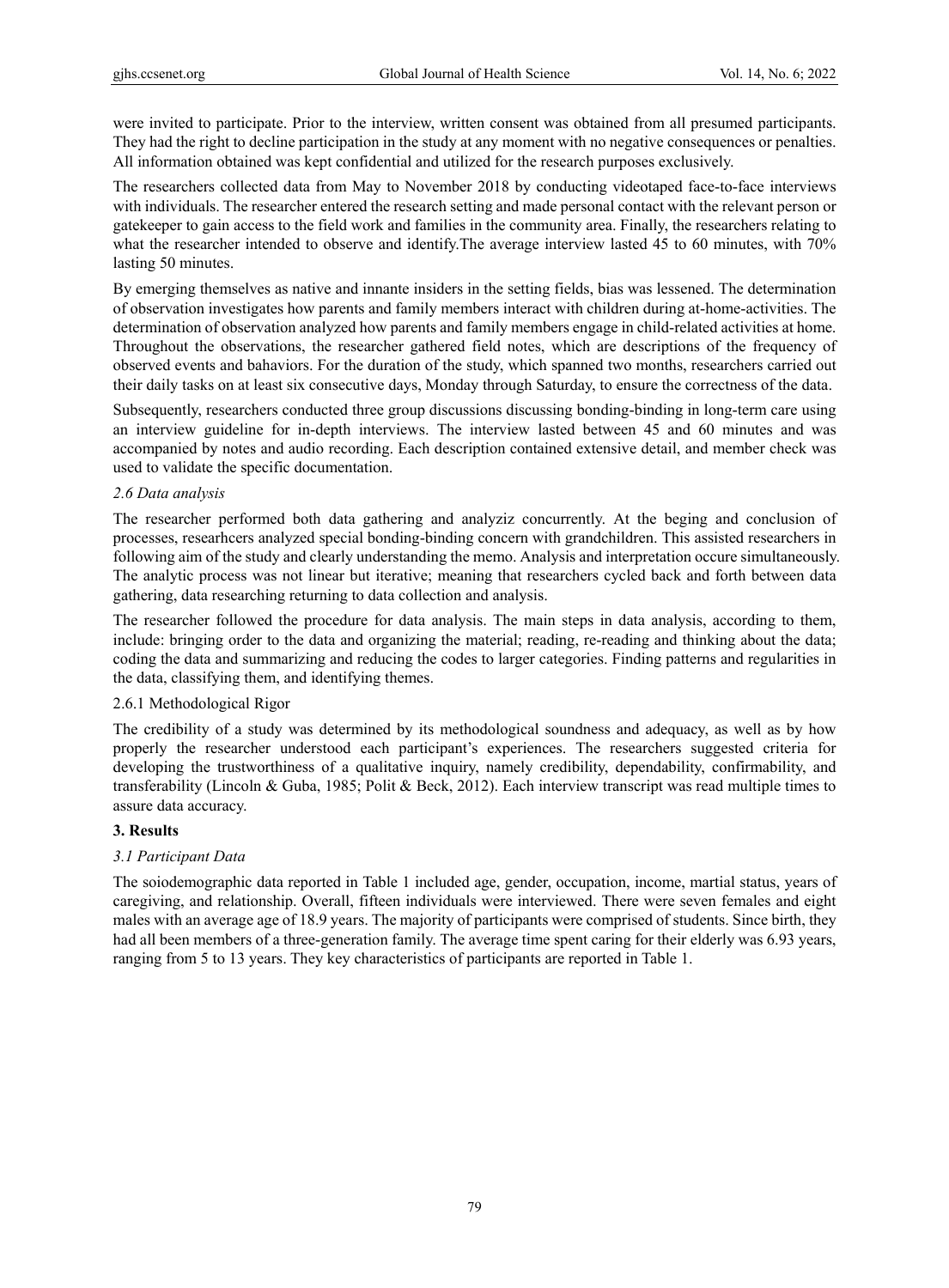were invited to participate. Prior to the interview, written consent was obtained from all presumed participants. They had the right to decline participation in the study at any moment with no negative consequences or penalties. All information obtained was kept confidential and utilized for the research purposes exclusively.

The researchers collected data from May to November 2018 by conducting videotaped face-to-face interviews with individuals. The researcher entered the research setting and made personal contact with the relevant person or gatekeeper to gain access to the field work and families in the community area. Finally, the researchers relating to what the researcher intended to observe and identify.The average interview lasted 45 to 60 minutes, with 70% lasting 50 minutes.

By emerging themselves as native and innante insiders in the setting fields, bias was lessened. The determination of observation investigates how parents and family members interact with children during at-home-activities. The determination of observation analyzed how parents and family members engage in child-related activities at home. Throughout the observations, the researcher gathered field notes, which are descriptions of the frequency of observed events and bahaviors. For the duration of the study, which spanned two months, researchers carried out their daily tasks on at least six consecutive days, Monday through Saturday, to ensure the correctness of the data.

Subsequently, researchers conducted three group discussions discussing bonding-binding in long-term care using an interview guideline for in-depth interviews. The interview lasted between 45 and 60 minutes and was accompanied by notes and audio recording. Each description contained extensive detail, and member check was used to validate the specific documentation.

### *2.6 Data analysis*

The researcher performed both data gathering and analyziz concurrently. At the beging and conclusion of processes, researhcers analyzed special bonding-binding concern with grandchildren. This assisted researchers in following aim of the study and clearly understanding the memo. Analysis and interpretation occure simultaneously. The analytic process was not linear but iterative; meaning that researchers cycled back and forth between data gathering, data researching returning to data collection and analysis.

The researcher followed the procedure for data analysis. The main steps in data analysis, according to them, include: bringing order to the data and organizing the material; reading, re-reading and thinking about the data; coding the data and summarizing and reducing the codes to larger categories. Finding patterns and regularities in the data, classifying them, and identifying themes.

#### 2.6.1 Methodological Rigor

The credibility of a study was determined by its methodological soundness and adequacy, as well as by how properly the researcher understood each participant's experiences. The researchers suggested criteria for developing the trustworthiness of a qualitative inquiry, namely credibility, dependability, confirmability, and transferability (Lincoln & Guba, 1985; Polit & Beck, 2012). Each interview transcript was read multiple times to assure data accuracy.

## **3. Results**

### *3.1 Participant Data*

The soiodemographic data reported in Table 1 included age, gender, occupation, income, martial status, years of caregiving, and relationship. Overall, fifteen individuals were interviewed. There were seven females and eight males with an average age of 18.9 years. The majority of participants were comprised of students. Since birth, they had all been members of a three-generation family. The average time spent caring for their elderly was 6.93 years, ranging from 5 to 13 years. They key characteristics of participants are reported in Table 1.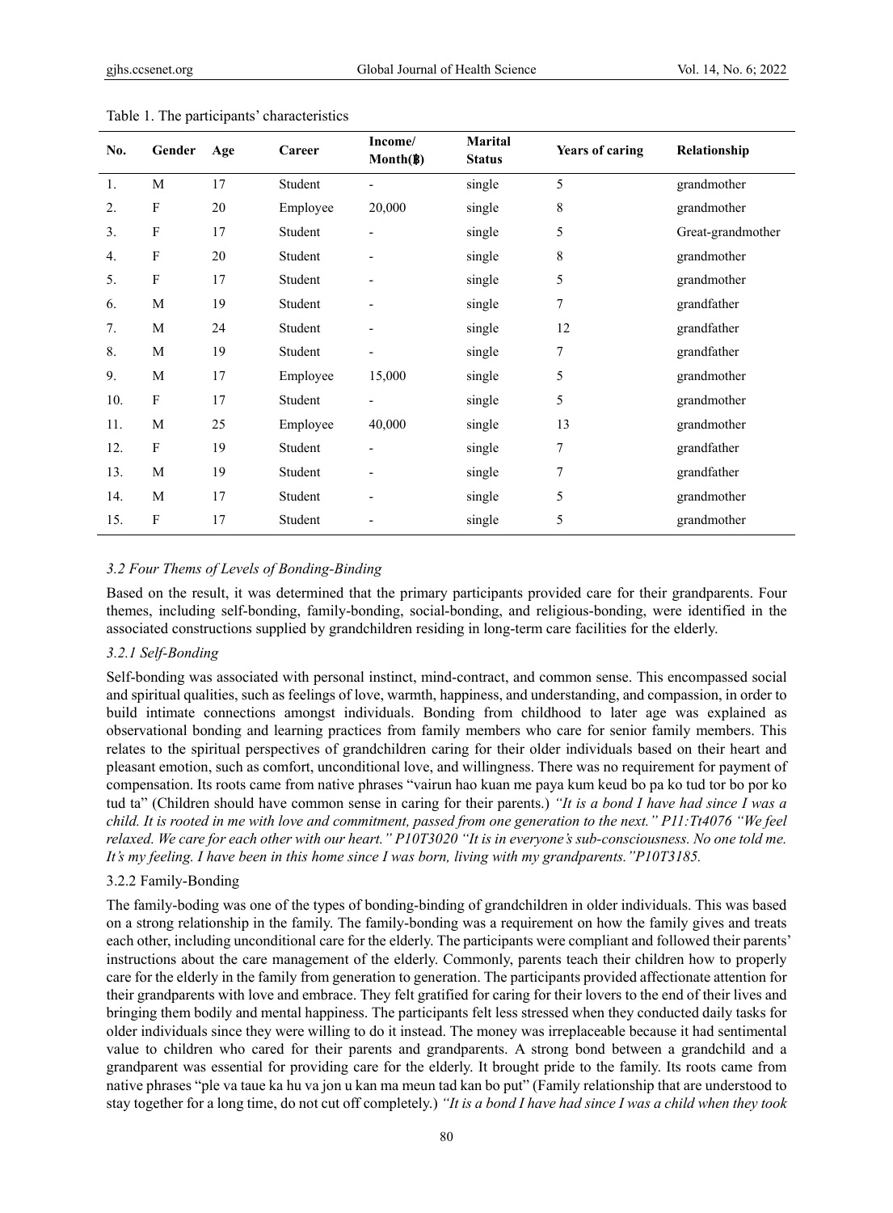Table 1. The participants' characteristics

| No. | Gender | Age | Career | Income/ Month(฿) | Marital Status | Years of caring | Relationship |
|---|---|---|---|---|---|---|---|
| 1. | M | 17 | Student | - | single | 5 | grandmother |
| 2. | F | 20 | Employee | 20,000 | single | 8 | grandmother |
| 3. | F | 17 | Student | - | single | 5 | Great-grandmother |
| 4. | F | 20 | Student | - | single | 8 | grandmother |
| 5. | F | 17 | Student | - | single | 5 | grandmother |
| 6. | M | 19 | Student | - | single | 7 | grandfather |
| 7. | M | 24 | Student | - | single | 12 | grandfather |
| 8. | M | 19 | Student | - | single | 7 | grandfather |
| 9. | M | 17 | Employee | 15,000 | single | 5 | grandmother |
| 10. | F | 17 | Student | - | single | 5 | grandmother |
| 11. | M | 25 | Employee | 40,000 | single | 13 | grandmother |
| 12. | F | 19 | Student | - | single | 7 | grandfather |
| 13. | M | 19 | Student | - | single | 7 | grandfather |
| 14. | M | 17 | Student | - | single | 5 | grandmother |
| 15. | F | 17 | Student | - | single | 5 | grandmother |

### *3.2 Four Thems of Levels of Bonding-Binding*

Based on the result, it was determined that the primary participants provided care for their grandparents. Four themes, including self-bonding, family-bonding, social-bonding, and religious-bonding, were identified in the associated constructions supplied by grandchildren residing in long-term care facilities for the elderly.

#### *3.2.1 Self-Bonding*

Self-bonding was associated with personal instinct, mind-contract, and common sense. This encompassed social and spiritual qualities, such as feelings of love, warmth, happiness, and understanding, and compassion, in order to build intimate connections amongst individuals. Bonding from childhood to later age was explained as observational bonding and learning practices from family members who care for senior family members. This relates to the spiritual perspectives of grandchildren caring for their older individuals based on their heart and pleasant emotion, such as comfort, unconditional love, and willingness. There was no requirement for payment of compensation. Its roots came from native phrases "vairun hao kuan me paya kum keud bo pa ko tud tor bo por ko tud ta" (Children should have common sense in caring for their parents.) *"It is a bond I have had since I was a child. It is rooted in me with love and commitment, passed from one generation to the next." P11:Tt4076 "We feel relaxed. We care for each other with our heart." P10T3020 "It is in everyone's sub-consciousness. No one told me. It's my feeling. I have been in this home since I was born, living with my grandparents."P10T3185.*

#### 3.2.2 Family-Bonding

The family-boding was one of the types of bonding-binding of grandchildren in older individuals. This was based on a strong relationship in the family. The family-bonding was a requirement on how the family gives and treats each other, including unconditional care for the elderly. The participants were compliant and followed their parents' instructions about the care management of the elderly. Commonly, parents teach their children how to properly care for the elderly in the family from generation to generation. The participants provided affectionate attention for their grandparents with love and embrace. They felt gratified for caring for their lovers to the end of their lives and bringing them bodily and mental happiness. The participants felt less stressed when they conducted daily tasks for older individuals since they were willing to do it instead. The money was irreplaceable because it had sentimental value to children who cared for their parents and grandparents. A strong bond between a grandchild and a grandparent was essential for providing care for the elderly. It brought pride to the family. Its roots came from native phrases "ple va taue ka hu va jon u kan ma meun tad kan bo put" (Family relationship that are understood to stay together for a long time, do not cut off completely.) *"It is a bond I have had since I was a child when they took*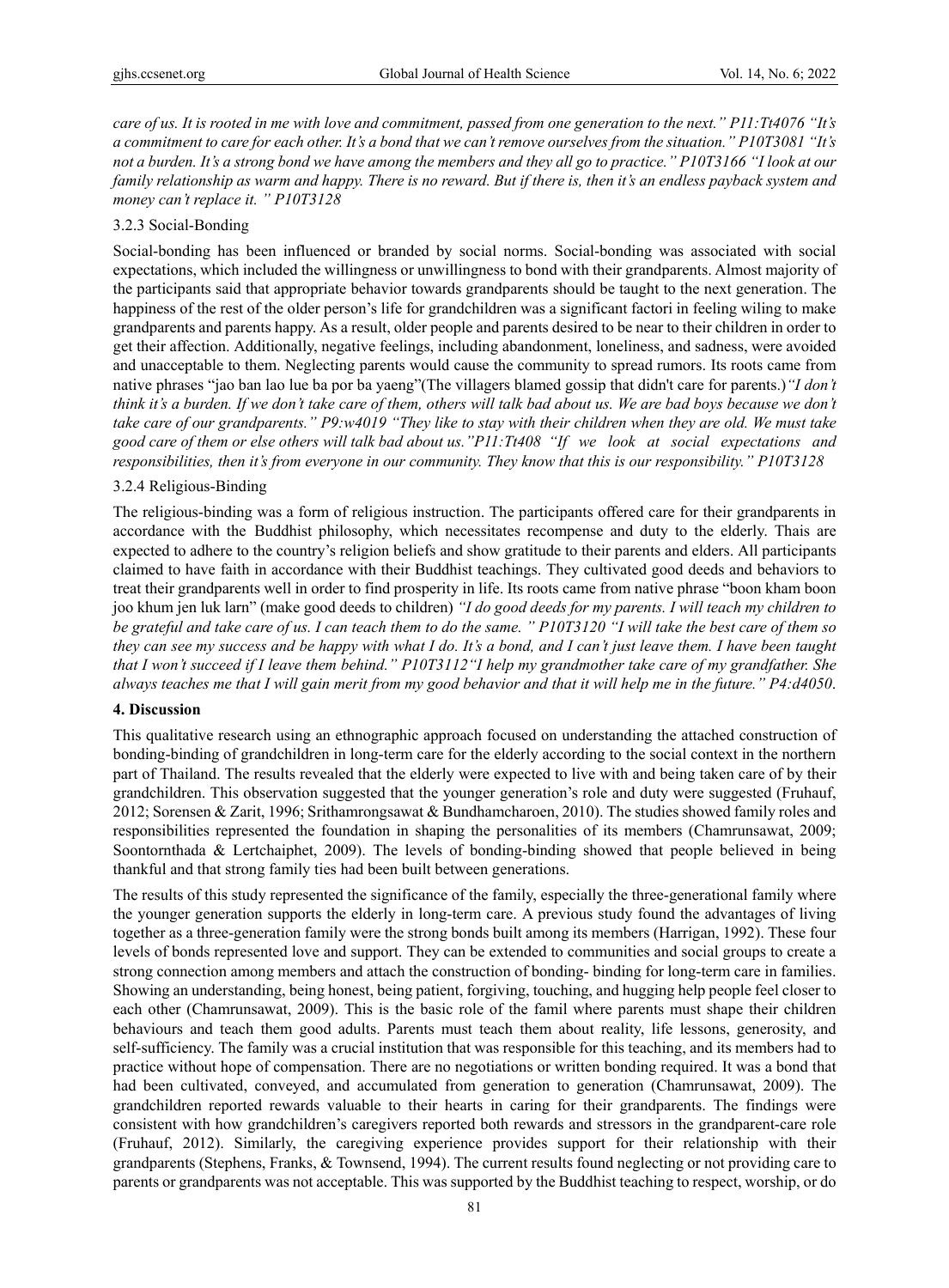*care of us. It is rooted in me with love and commitment, passed from one generation to the next." P11:Tt4076 "It's a commitment to care for each other. It's a bond that we can't remove ourselves from the situation." P10T3081 "It's not a burden. It's a strong bond we have among the members and they all go to practice." P10T3166 "I look at our family relationship as warm and happy. There is no reward. But if there is, then it's an endless payback system and money can't replace it. " P10T3128*

### 3.2.3 Social-Bonding

Social-bonding has been influenced or branded by social norms. Social-bonding was associated with social expectations, which included the willingness or unwillingness to bond with their grandparents. Almost majority of the participants said that appropriate behavior towards grandparents should be taught to the next generation. The happiness of the rest of the older person's life for grandchildren was a significant factori in feeling wiling to make grandparents and parents happy. As a result, older people and parents desired to be near to their children in order to get their affection. Additionally, negative feelings, including abandonment, loneliness, and sadness, were avoided and unacceptable to them. Neglecting parents would cause the community to spread rumors. Its roots came from native phrases "jao ban lao lue ba por ba yaeng"(The villagers blamed gossip that didn't care for parents.)*"I don't think it's a burden. If we don't take care of them, others will talk bad about us. We are bad boys because we don't take care of our grandparents." P9:w4019 "They like to stay with their children when they are old. We must take good care of them or else others will talk bad about us."P11:Tt408 "If we look at social expectations and responsibilities, then it's from everyone in our community. They know that this is our responsibility." P10T3128*

### 3.2.4 Religious-Binding

The religious-binding was a form of religious instruction. The participants offered care for their grandparents in accordance with the Buddhist philosophy, which necessitates recompense and duty to the elderly. Thais are expected to adhere to the country's religion beliefs and show gratitude to their parents and elders. All participants claimed to have faith in accordance with their Buddhist teachings. They cultivated good deeds and behaviors to treat their grandparents well in order to find prosperity in life. Its roots came from native phrase "boon kham boon joo khum jen luk larn" (make good deeds to children) *"I do good deeds for my parents. I will teach my children to be grateful and take care of us. I can teach them to do the same. " P10T3120 "I will take the best care of them so they can see my success and be happy with what I do. It's a bond, and I can't just leave them. I have been taught that I won't succeed if I leave them behind." P10T3112"I help my grandmother take care of my grandfather. She always teaches me that I will gain merit from my good behavior and that it will help me in the future." P4:d4050*.

## 4. Discussion

This qualitative research using an ethnographic approach focused on understanding the attached construction of bonding-binding of grandchildren in long-term care for the elderly according to the social context in the northern part of Thailand. The results revealed that the elderly were expected to live with and being taken care of by their grandchildren. This observation suggested that the younger generation's role and duty were suggested (Fruhauf, 2012; Sorensen & Zarit, 1996; Srithamrongsawat & Bundhamcharoen, 2010). The studies showed family roles and responsibilities represented the foundation in shaping the personalities of its members (Chamrunsawat, 2009; Soontornthada & Lertchaiphet, 2009). The levels of bonding-binding showed that people believed in being thankful and that strong family ties had been built between generations.

The results of this study represented the significance of the family, especially the three-generational family where the younger generation supports the elderly in long-term care. A previous study found the advantages of living together as a three-generation family were the strong bonds built among its members (Harrigan, 1992). These four levels of bonds represented love and support. They can be extended to communities and social groups to create a strong connection among members and attach the construction of bonding- binding for long-term care in families. Showing an understanding, being honest, being patient, forgiving, touching, and hugging help people feel closer to each other (Chamrunsawat, 2009). This is the basic role of the famil where parents must shape their children behaviours and teach them good adults. Parents must teach them about reality, life lessons, generosity, and self-sufficiency. The family was a crucial institution that was responsible for this teaching, and its members had to practice without hope of compensation. There are no negotiations or written bonding required. It was a bond that had been cultivated, conveyed, and accumulated from generation to generation (Chamrunsawat, 2009). The grandchildren reported rewards valuable to their hearts in caring for their grandparents. The findings were consistent with how grandchildren's caregivers reported both rewards and stressors in the grandparent-care role (Fruhauf, 2012). Similarly, the caregiving experience provides support for their relationship with their grandparents (Stephens, Franks, & Townsend, 1994). The current results found neglecting or not providing care to parents or grandparents was not acceptable. This was supported by the Buddhist teaching to respect, worship, or do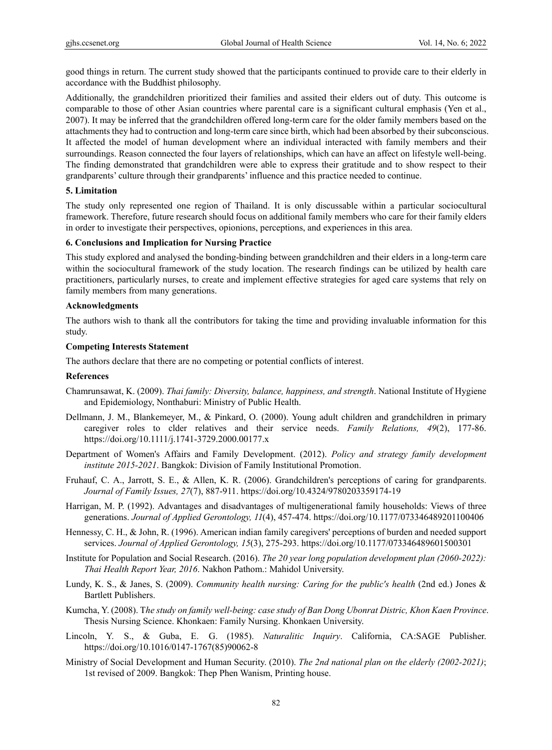good things in return. The current study showed that the participants continued to provide care to their elderly in accordance with the Buddhist philosophy.

Additionally, the grandchildren prioritized their families and assited their elders out of duty. This outcome is comparable to those of other Asian countries where parental care is a significant cultural emphasis (Yen et al., 2007). It may be inferred that the grandchildren offered long-term care for the older family members based on the attachments they had to contruction and long-term care since birth, which had been absorbed by their subconscious. It affected the model of human development where an individual interacted with family members and their surroundings. Reason connected the four layers of relationships, which can have an affect on lifestyle well-being. The finding demonstrated that grandchildren were able to express their gratitude and to show respect to their grandparents' culture through their grandparents' influence and this practice needed to continue.

## 5. Limitation

The study only represented one region of Thailand. It is only discussable within a particular sociocultural framework. Therefore, future research should focus on additional family members who care for their family elders in order to investigate their perspectives, opionions, perceptions, and experiences in this area.

## 6. Conclusions and Implication for Nursing Practice

This study explored and analysed the bonding-binding between grandchildren and their elders in a long-term care within the sociocultural framework of the study location. The research findings can be utilized by health care practitioners, particularly nurses, to create and implement effective strategies for aged care systems that rely on family members from many generations.

### Acknowledgments

The authors wish to thank all the contributors for taking the time and providing invaluable information for this study.

### Competing Interests Statement

The authors declare that there are no competing or potential conflicts of interest.

### References

Chamrunsawat, K. (2009). *Thai family: Diversity, balance, happiness, and strength*. National Institute of Hygiene and Epidemiology, Nonthaburi: Ministry of Public Health.

Dellmann, J. M., Blankemeyer, M., & Pinkard, O. (2000). Young adult children and grandchildren in primary caregiver roles to clder relatives and their service needs. *Family Relations, 49*(2), 177-86. https://doi.org/10.1111/j.1741-3729.2000.00177.x

Department of Women's Affairs and Family Development. (2012). *Policy and strategy family development institute 2015-2021*. Bangkok: Division of Family Institutional Promotion.

Fruhauf, C. A., Jarrott, S. E., & Allen, K. R. (2006). Grandchildren's perceptions of caring for grandparents. *Journal of Family Issues, 27*(7), 887-911. https://doi.org/10.4324/9780203359174-19

Harrigan, M. P. (1992). Advantages and disadvantages of multigenerational family households: Views of three generations. *Journal of Applied Gerontology, 11*(4), 457-474. https://doi.org/10.1177/073346489201100406

Hennessy, C. H., & John, R. (1996). American indian family caregivers' perceptions of burden and needed support services. *Journal of Applied Gerontology, 15*(3), 275-293. https://doi.org/10.1177/073346489601500301

Institute for Population and Social Research. (2016). *The 20 year long population development plan (2060-2022): Thai Health Report Year, 2016*. Nakhon Pathom.: Mahidol University.

Lundy, K. S., & Janes, S. (2009). *Community health nursing: Caring for the public's health* (2nd ed.) Jones & Bartlett Publishers.

Kumcha, Y. (2008). T*he study on family well-being: case study of Ban Dong Ubonrat Distric, Khon Kaen Province*. Thesis Nursing Science. Khonkaen: Family Nursing. Khonkaen University.

Lincoln, Y. S., & Guba, E. G. (1985). *Naturalitic Inquiry*. California, CA:SAGE Publisher. https://doi.org/10.1016/0147-1767(85)90062-8

Ministry of Social Development and Human Security. (2010). *The 2nd national plan on the elderly (2002-2021)*; 1st revised of 2009. Bangkok: Thep Phen Wanism, Printing house.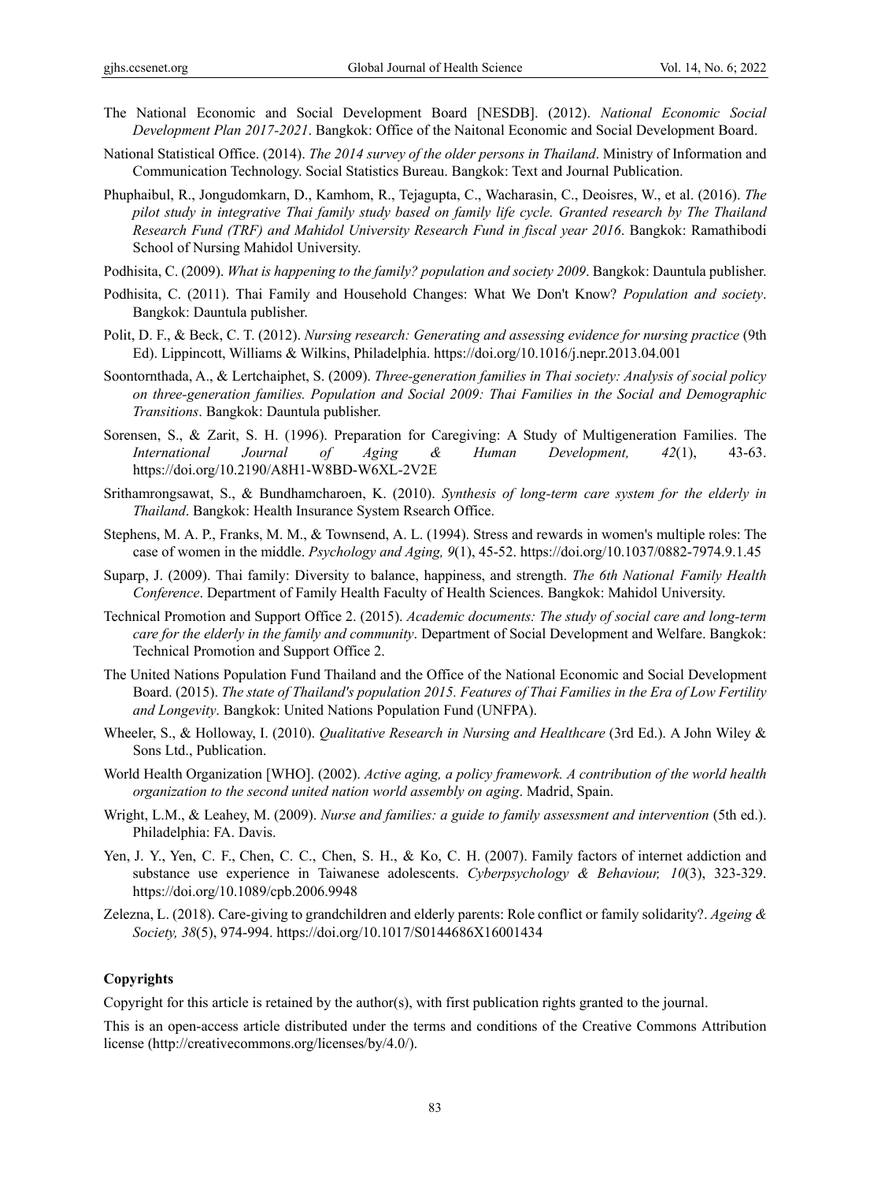The National Economic and Social Development Board [NESDB]. (2012). *National Economic Social Development Plan 2017-2021*. Bangkok: Office of the Naitonal Economic and Social Development Board.

National Statistical Office. (2014). *The 2014 survey of the older persons in Thailand*. Ministry of Information and Communication Technology. Social Statistics Bureau. Bangkok: Text and Journal Publication.

Phuphaibul, R., Jongudomkarn, D., Kamhom, R., Tejagupta, C., Wacharasin, C., Deoisres, W., et al. (2016). *The pilot study in integrative Thai family study based on family life cycle. Granted research by The Thailand Research Fund (TRF) and Mahidol University Research Fund in fiscal year 2016*. Bangkok: Ramathibodi School of Nursing Mahidol University.

Podhisita, C. (2009). *What is happening to the family? population and society 2009*. Bangkok: Dauntula publisher.

Podhisita, C. (2011). Thai Family and Household Changes: What We Don't Know? *Population and society*. Bangkok: Dauntula publisher.

Polit, D. F., & Beck, C. T. (2012). *Nursing research: Generating and assessing evidence for nursing practice* (9th Ed). Lippincott, Williams & Wilkins, Philadelphia. https://doi.org/10.1016/j.nepr.2013.04.001

Soontornthada, A., & Lertchaiphet, S. (2009). *Three-generation families in Thai society: Analysis of social policy on three-generation families. Population and Social 2009: Thai Families in the Social and Demographic Transitions*. Bangkok: Dauntula publisher.

Sorensen, S., & Zarit, S. H. (1996). Preparation for Caregiving: A Study of Multigeneration Families. The *International Journal of Aging & Human Development, 42*(1), 43-63. https://doi.org/10.2190/A8H1-W8BD-W6XL-2V2E

Srithamrongsawat, S., & Bundhamcharoen, K. (2010). *Synthesis of long-term care system for the elderly in Thailand*. Bangkok: Health Insurance System Rsearch Office.

Stephens, M. A. P., Franks, M. M., & Townsend, A. L. (1994). Stress and rewards in women's multiple roles: The case of women in the middle. *Psychology and Aging, 9*(1), 45-52. https://doi.org/10.1037/0882-7974.9.1.45

Suparp, J. (2009). Thai family: Diversity to balance, happiness, and strength. *The 6th National Family Health Conference*. Department of Family Health Faculty of Health Sciences. Bangkok: Mahidol University.

Technical Promotion and Support Office 2. (2015). *Academic documents: The study of social care and long-term care for the elderly in the family and community*. Department of Social Development and Welfare. Bangkok: Technical Promotion and Support Office 2.

The United Nations Population Fund Thailand and the Office of the National Economic and Social Development Board. (2015). *The state of Thailand's population 2015. Features of Thai Families in the Era of Low Fertility and Longevity*. Bangkok: United Nations Population Fund (UNFPA).

Wheeler, S., & Holloway, I. (2010). *Qualitative Research in Nursing and Healthcare* (3rd Ed.). A John Wiley & Sons Ltd., Publication.

World Health Organization [WHO]. (2002). *Active aging, a policy framework. A contribution of the world health organization to the second united nation world assembly on aging*. Madrid, Spain.

Wright, L.M., & Leahey, M. (2009). *Nurse and families: a guide to family assessment and intervention* (5th ed.). Philadelphia: FA. Davis.

Yen, J. Y., Yen, C. F., Chen, C. C., Chen, S. H., & Ko, C. H. (2007). Family factors of internet addiction and substance use experience in Taiwanese adolescents. *Cyberpsychology & Behaviour, 10*(3), 323-329. https://doi.org/10.1089/cpb.2006.9948

Zelezna, L. (2018). Care-giving to grandchildren and elderly parents: Role conflict or family solidarity?. *Ageing & Society, 38*(5), 974-994. https://doi.org/10.1017/S0144686X16001434

**Copyrights**

Copyright for this article is retained by the author(s), with first publication rights granted to the journal.

This is an open-access article distributed under the terms and conditions of the Creative Commons Attribution license (http://creativecommons.org/licenses/by/4.0/).